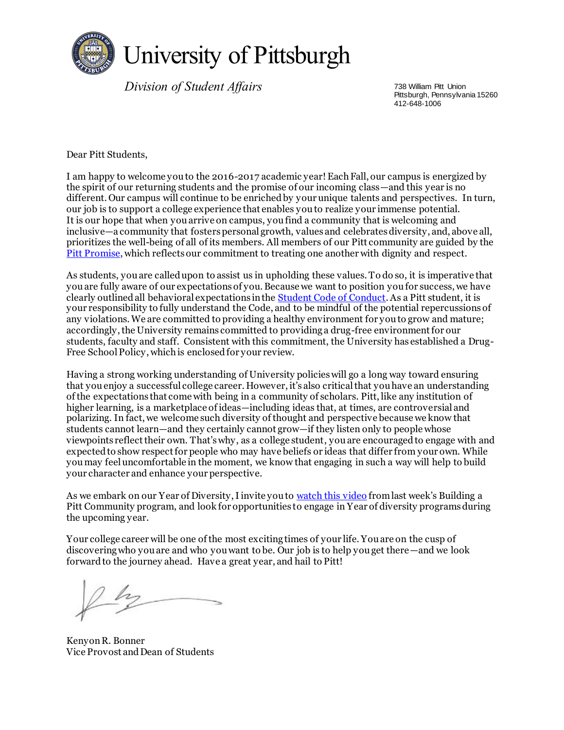# University of Pittsburgh

*Division of Student Affairs*

738 William Pitt Union
Pittsburgh, Pennsylvania 15260
412-648-1006

Dear Pitt Students,

I am happy to welcome you to the 2016-2017 academic year! Each Fall, our campus is energized by the spirit of our returning students and the promise of our incoming class—and this year is no different. Our campus will continue to be enriched by your unique talents and perspectives. In turn, our job is to support a college experience that enables you to realize your immense potential. It is our hope that when you arrive on campus, you find a community that is welcoming and inclusive—a community that fosters personal growth, values and celebrates diversity, and, above all, prioritizes the well-being of all of its members. All members of our Pitt community are guided by the Pitt Promise, which reflects our commitment to treating one another with dignity and respect.

As students, you are called upon to assist us in upholding these values. To do so, it is imperative that you are fully aware of our expectations of you. Because we want to position you for success, we have clearly outlined all behavioral expectations in the Student Code of Conduct. As a Pitt student, it is your responsibility to fully understand the Code, and to be mindful of the potential repercussions of any violations. We are committed to providing a healthy environment for you to grow and mature; accordingly, the University remains committed to providing a drug-free environment for our students, faculty and staff. Consistent with this commitment, the University has established a Drug-Free School Policy, which is enclosed for your review.

Having a strong working understanding of University policies will go a long way toward ensuring that you enjoy a successful college career. However, it's also critical that you have an understanding of the expectations that come with being in a community of scholars. Pitt, like any institution of higher learning, is a marketplace of ideas—including ideas that, at times, are controversial and polarizing. In fact, we welcome such diversity of thought and perspective because we know that students cannot learn—and they certainly cannot grow—if they listen only to people whose viewpoints reflect their own. That's why, as a college student, you are encouraged to engage with and expected to show respect for people who may have beliefs or ideas that differ from your own. While you may feel uncomfortable in the moment, we know that engaging in such a way will help to build your character and enhance your perspective.

As we embark on our Year of Diversity, I invite you to watch this video from last week's Building a Pitt Community program, and look for opportunities to engage in Year of diversity programs during the upcoming year.

Your college career will be one of the most exciting times of your life. You are on the cusp of discovering who you are and who you want to be. Our job is to help you get there—and we look forward to the journey ahead. Have a great year, and hail to Pitt!

Kenyon R. Bonner
Vice Provost and Dean of Students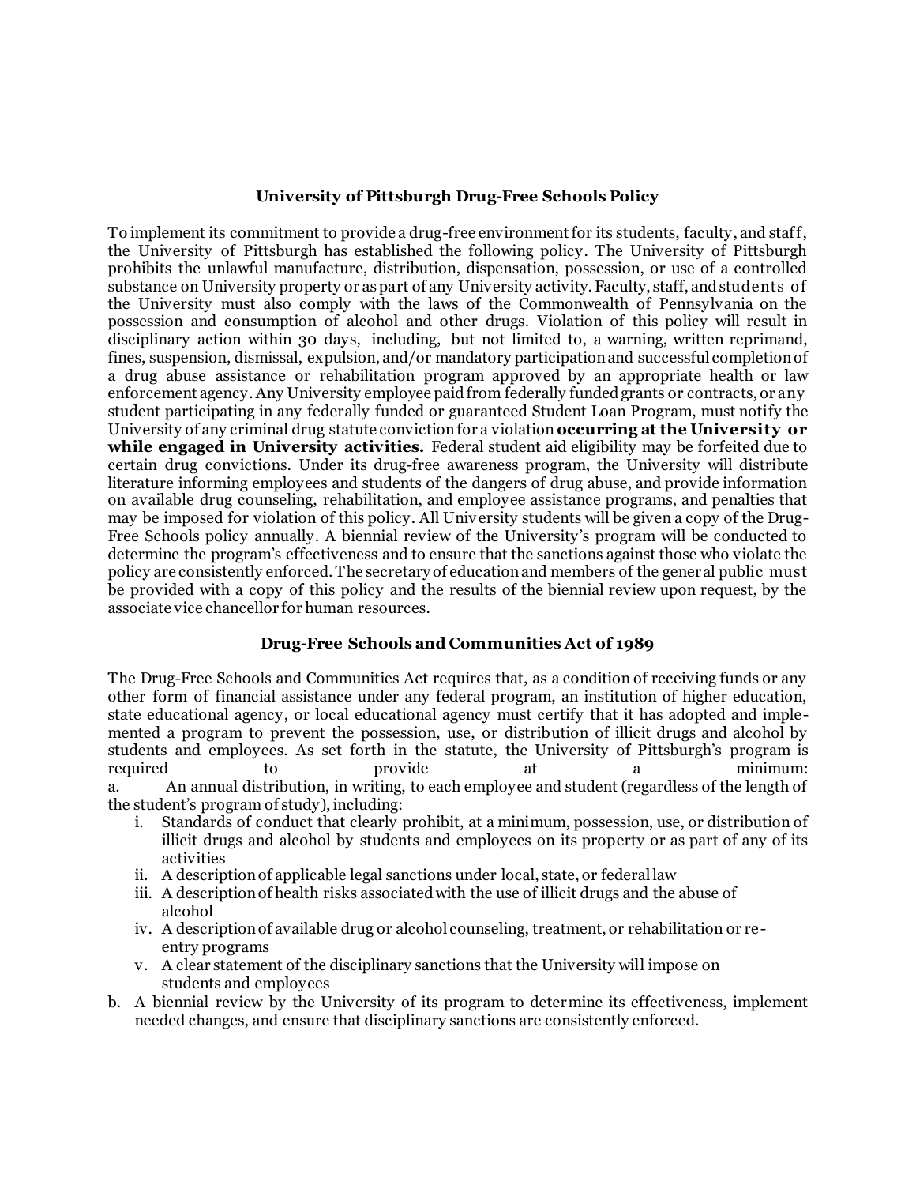## University of Pittsburgh Drug-Free Schools Policy

To implement its commitment to provide a drug-free environment for its students, faculty, and staff, the University of Pittsburgh has established the following policy. The University of Pittsburgh prohibits the unlawful manufacture, distribution, dispensation, possession, or use of a controlled substance on University property or as part of any University activity. Faculty, staff, and students of the University must also comply with the laws of the Commonwealth of Pennsylvania on the possession and consumption of alcohol and other drugs. Violation of this policy will result in disciplinary action within 30 days, including, but not limited to, a warning, written reprimand, fines, suspension, dismissal, expulsion, and/or mandatory participation and successful completion of a drug abuse assistance or rehabilitation program approved by an appropriate health or law enforcement agency. Any University employee paid from federally funded grants or contracts, or any student participating in any federally funded or guaranteed Student Loan Program, must notify the University of any criminal drug statute conviction for a violation **occurring at the University or while engaged in University activities.** Federal student aid eligibility may be forfeited due to certain drug convictions. Under its drug-free awareness program, the University will distribute literature informing employees and students of the dangers of drug abuse, and provide information on available drug counseling, rehabilitation, and employee assistance programs, and penalties that may be imposed for violation of this policy. All University students will be given a copy of the Drug-Free Schools policy annually. A biennial review of the University's program will be conducted to determine the program's effectiveness and to ensure that the sanctions against those who violate the policy are consistently enforced. The secretary of education and members of the general public must be provided with a copy of this policy and the results of the biennial review upon request, by the associate vice chancellor for human resources.

## Drug-Free Schools and Communities Act of 1989

The Drug-Free Schools and Communities Act requires that, as a condition of receiving funds or any other form of financial assistance under any federal program, an institution of higher education, state educational agency, or local educational agency must certify that it has adopted and implemented a program to prevent the possession, use, or distribution of illicit drugs and alcohol by students and employees. As set forth in the statute, the University of Pittsburgh's program is required to provide at a minimum:

a. An annual distribution, in writing, to each employee and student (regardless of the length of the student's program of study), including:
   - i. Standards of conduct that clearly prohibit, at a minimum, possession, use, or distribution of illicit drugs and alcohol by students and employees on its property or as part of any of its activities
   - ii. A description of applicable legal sanctions under local, state, or federal law
   - iii. A description of health risks associated with the use of illicit drugs and the abuse of alcohol
   - iv. A description of available drug or alcohol counseling, treatment, or rehabilitation or re-entry programs
   - v. A clear statement of the disciplinary sanctions that the University will impose on students and employees

b. A biennial review by the University of its program to determine its effectiveness, implement needed changes, and ensure that disciplinary sanctions are consistently enforced.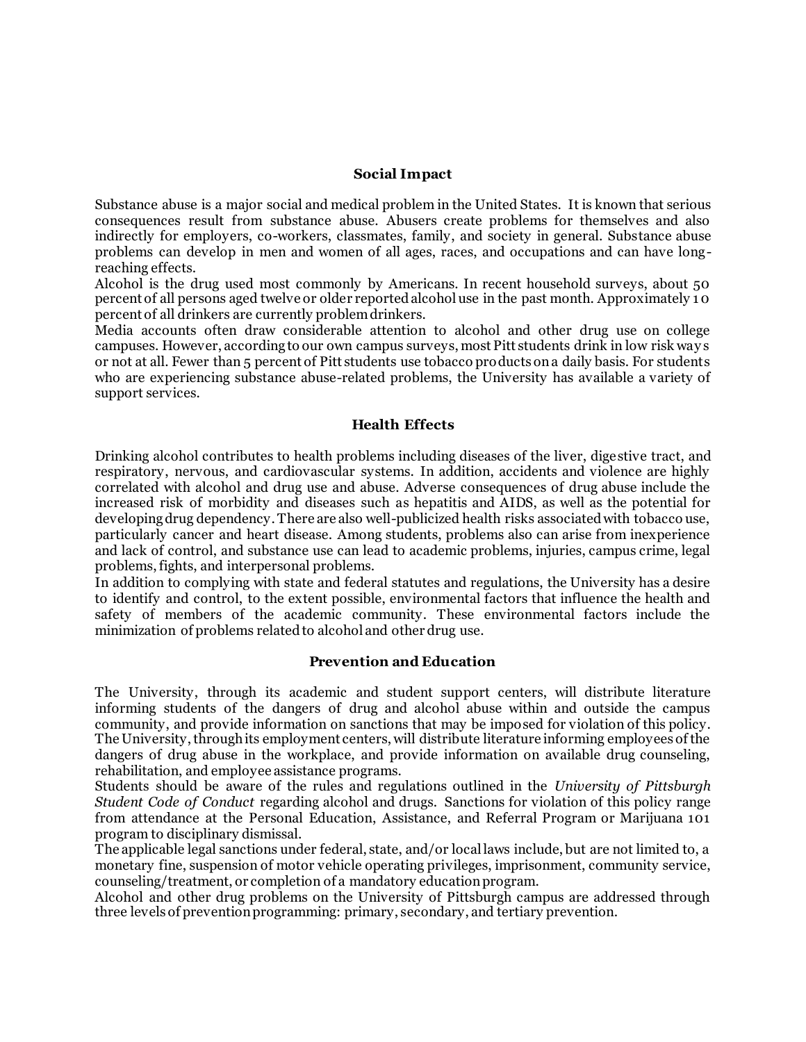## Social Impact

Substance abuse is a major social and medical problem in the United States. It is known that serious consequences result from substance abuse. Abusers create problems for themselves and also indirectly for employers, co-workers, classmates, family, and society in general. Substance abuse problems can develop in men and women of all ages, races, and occupations and can have long-reaching effects.

Alcohol is the drug used most commonly by Americans. In recent household surveys, about 50 percent of all persons aged twelve or older reported alcohol use in the past month. Approximately 10 percent of all drinkers are currently problem drinkers.

Media accounts often draw considerable attention to alcohol and other drug use on college campuses. However, according to our own campus surveys, most Pitt students drink in low risk ways or not at all. Fewer than 5 percent of Pitt students use tobacco products on a daily basis. For students who are experiencing substance abuse-related problems, the University has available a variety of support services.

## Health Effects

Drinking alcohol contributes to health problems including diseases of the liver, digestive tract, and respiratory, nervous, and cardiovascular systems. In addition, accidents and violence are highly correlated with alcohol and drug use and abuse. Adverse consequences of drug abuse include the increased risk of morbidity and diseases such as hepatitis and AIDS, as well as the potential for developing drug dependency. There are also well-publicized health risks associated with tobacco use, particularly cancer and heart disease. Among students, problems also can arise from inexperience and lack of control, and substance use can lead to academic problems, injuries, campus crime, legal problems, fights, and interpersonal problems.

In addition to complying with state and federal statutes and regulations, the University has a desire to identify and control, to the extent possible, environmental factors that influence the health and safety of members of the academic community. These environmental factors include the minimization of problems related to alcohol and other drug use.

## Prevention and Education

The University, through its academic and student support centers, will distribute literature informing students of the dangers of drug and alcohol abuse within and outside the campus community, and provide information on sanctions that may be imposed for violation of this policy. The University, through its employment centers, will distribute literature informing employees of the dangers of drug abuse in the workplace, and provide information on available drug counseling, rehabilitation, and employee assistance programs.

Students should be aware of the rules and regulations outlined in the *University of Pittsburgh Student Code of Conduct* regarding alcohol and drugs. Sanctions for violation of this policy range from attendance at the Personal Education, Assistance, and Referral Program or Marijuana 101 program to disciplinary dismissal.

The applicable legal sanctions under federal, state, and/or local laws include, but are not limited to, a monetary fine, suspension of motor vehicle operating privileges, imprisonment, community service, counseling/treatment, or completion of a mandatory education program.

Alcohol and other drug problems on the University of Pittsburgh campus are addressed through three levels of prevention programming: primary, secondary, and tertiary prevention.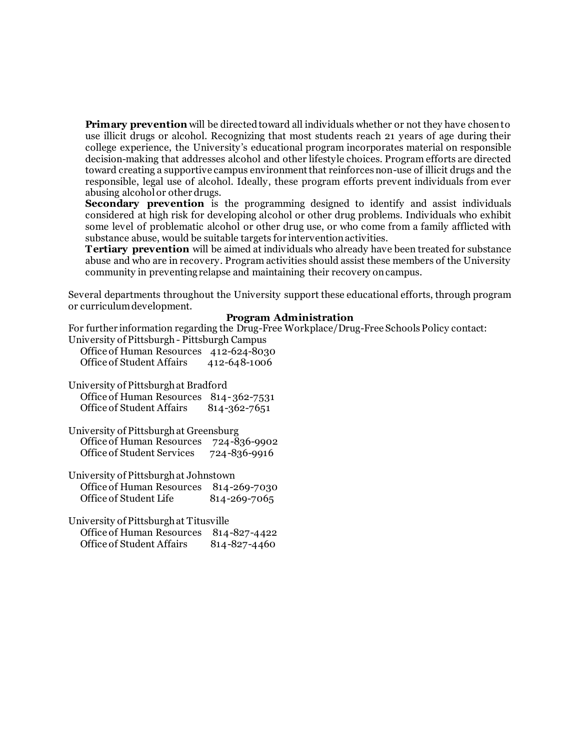**Primary prevention** will be directed toward all individuals whether or not they have chosen to use illicit drugs or alcohol. Recognizing that most students reach 21 years of age during their college experience, the University's educational program incorporates material on responsible decision-making that addresses alcohol and other lifestyle choices. Program efforts are directed toward creating a supportive campus environment that reinforces non-use of illicit drugs and the responsible, legal use of alcohol. Ideally, these program efforts prevent individuals from ever abusing alcohol or other drugs.

**Secondary prevention** is the programming designed to identify and assist individuals considered at high risk for developing alcohol or other drug problems. Individuals who exhibit some level of problematic alcohol or other drug use, or who come from a family afflicted with substance abuse, would be suitable targets for intervention activities.

**Tertiary prevention** will be aimed at individuals who already have been treated for substance abuse and who are in recovery. Program activities should assist these members of the University community in preventing relapse and maintaining their recovery on campus.

Several departments throughout the University support these educational efforts, through program or curriculum development.

**Program Administration**

For further information regarding the Drug-Free Workplace/Drug-Free Schools Policy contact:

University of Pittsburgh - Pittsburgh Campus
Office of Human Resources 412-624-8030
Office of Student Affairs 412-648-1006

University of Pittsburgh at Bradford
Office of Human Resources 814-362-7531
Office of Student Affairs 814-362-7651

University of Pittsburgh at Greensburg
Office of Human Resources 724-836-9902
Office of Student Services 724-836-9916

University of Pittsburgh at Johnstown
Office of Human Resources 814-269-7030
Office of Student Life 814-269-7065

University of Pittsburgh at Titusville
Office of Human Resources 814-827-4422
Office of Student Affairs 814-827-4460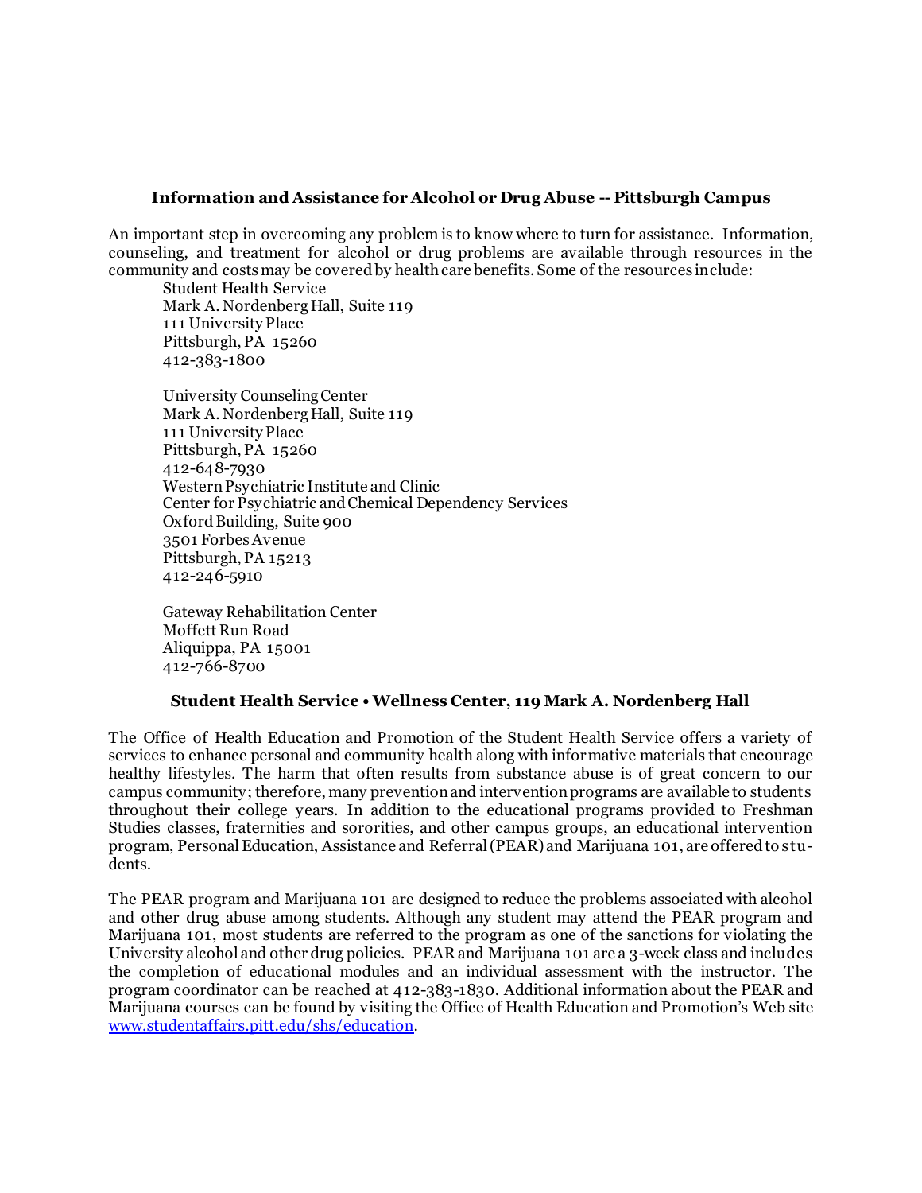### Information and Assistance for Alcohol or Drug Abuse -- Pittsburgh Campus

An important step in overcoming any problem is to know where to turn for assistance. Information, counseling, and treatment for alcohol or drug problems are available through resources in the community and costs may be covered by health care benefits. Some of the resources include:

Student Health Service  
Mark A. Nordenberg Hall, Suite 119  
111 University Place  
Pittsburgh, PA 15260  
412-383-1800

University Counseling Center  
Mark A. Nordenberg Hall, Suite 119  
111 University Place  
Pittsburgh, PA 15260  
412-648-7930

Western Psychiatric Institute and Clinic  
Center for Psychiatric and Chemical Dependency Services  
Oxford Building, Suite 900  
3501 Forbes Avenue  
Pittsburgh, PA 15213  
412-246-5910

Gateway Rehabilitation Center  
Moffett Run Road  
Aliquippa, PA 15001  
412-766-8700

### Student Health Service • Wellness Center, 119 Mark A. Nordenberg Hall

The Office of Health Education and Promotion of the Student Health Service offers a variety of services to enhance personal and community health along with informative materials that encourage healthy lifestyles. The harm that often results from substance abuse is of great concern to our campus community; therefore, many prevention and intervention programs are available to students throughout their college years. In addition to the educational programs provided to Freshman Studies classes, fraternities and sororities, and other campus groups, an educational intervention program, Personal Education, Assistance and Referral (PEAR) and Marijuana 101, are offered to students.

The PEAR program and Marijuana 101 are designed to reduce the problems associated with alcohol and other drug abuse among students. Although any student may attend the PEAR program and Marijuana 101, most students are referred to the program as one of the sanctions for violating the University alcohol and other drug policies. PEAR and Marijuana 101 are a 3-week class and includes the completion of educational modules and an individual assessment with the instructor. The program coordinator can be reached at 412-383-1830. Additional information about the PEAR and Marijuana courses can be found by visiting the Office of Health Education and Promotion's Web site www.studentaffairs.pitt.edu/shs/education.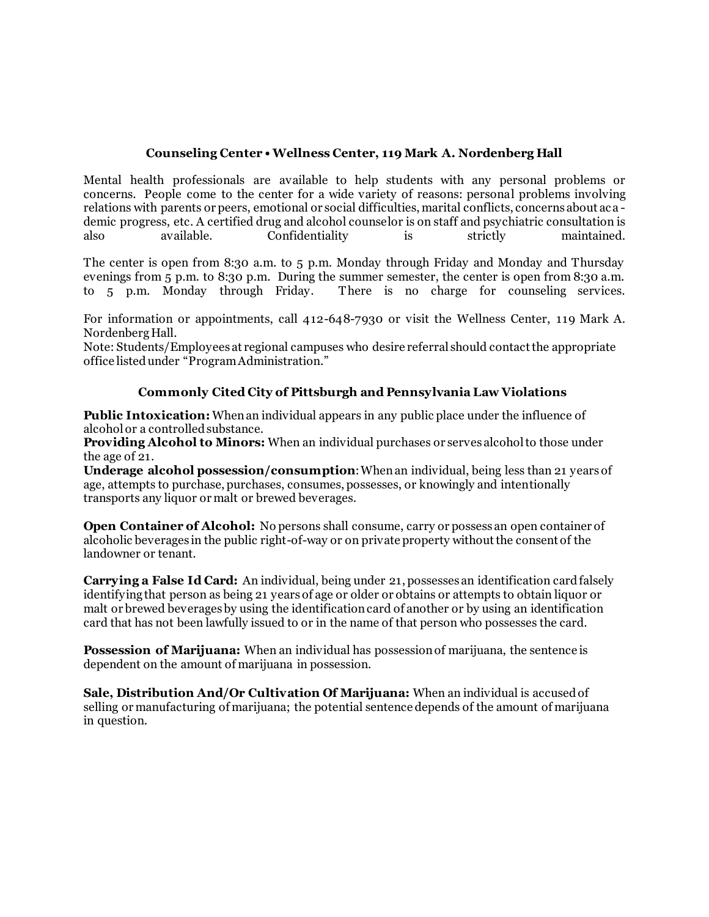### Counseling Center • Wellness Center, 119 Mark A. Nordenberg Hall

Mental health professionals are available to help students with any personal problems or concerns. People come to the center for a wide variety of reasons: personal problems involving relations with parents or peers, emotional or social difficulties, marital conflicts, concerns about academic progress, etc. A certified drug and alcohol counselor is on staff and psychiatric consultation is also available. Confidentiality is strictly maintained.

The center is open from 8:30 a.m. to 5 p.m. Monday through Friday and Monday and Thursday evenings from 5 p.m. to 8:30 p.m. During the summer semester, the center is open from 8:30 a.m. to 5 p.m. Monday through Friday. There is no charge for counseling services.

For information or appointments, call 412-648-7930 or visit the Wellness Center, 119 Mark A. Nordenberg Hall.

Note: Students/Employees at regional campuses who desire referral should contact the appropriate office listed under "Program Administration."

### Commonly Cited City of Pittsburgh and Pennsylvania Law Violations

**Public Intoxication:** When an individual appears in any public place under the influence of alcohol or a controlled substance.

**Providing Alcohol to Minors:** When an individual purchases or serves alcohol to those under the age of 21.

**Underage alcohol possession/consumption**: When an individual, being less than 21 years of age, attempts to purchase, purchases, consumes, possesses, or knowingly and intentionally transports any liquor or malt or brewed beverages.

**Open Container of Alcohol:** No persons shall consume, carry or possess an open container of alcoholic beverages in the public right-of-way or on private property without the consent of the landowner or tenant.

**Carrying a False Id Card:** An individual, being under 21, possesses an identification card falsely identifying that person as being 21 years of age or older or obtains or attempts to obtain liquor or malt or brewed beverages by using the identification card of another or by using an identification card that has not been lawfully issued to or in the name of that person who possesses the card.

**Possession of Marijuana:** When an individual has possession of marijuana, the sentence is dependent on the amount of marijuana in possession.

**Sale, Distribution And/Or Cultivation Of Marijuana:** When an individual is accused of selling or manufacturing of marijuana; the potential sentence depends of the amount of marijuana in question.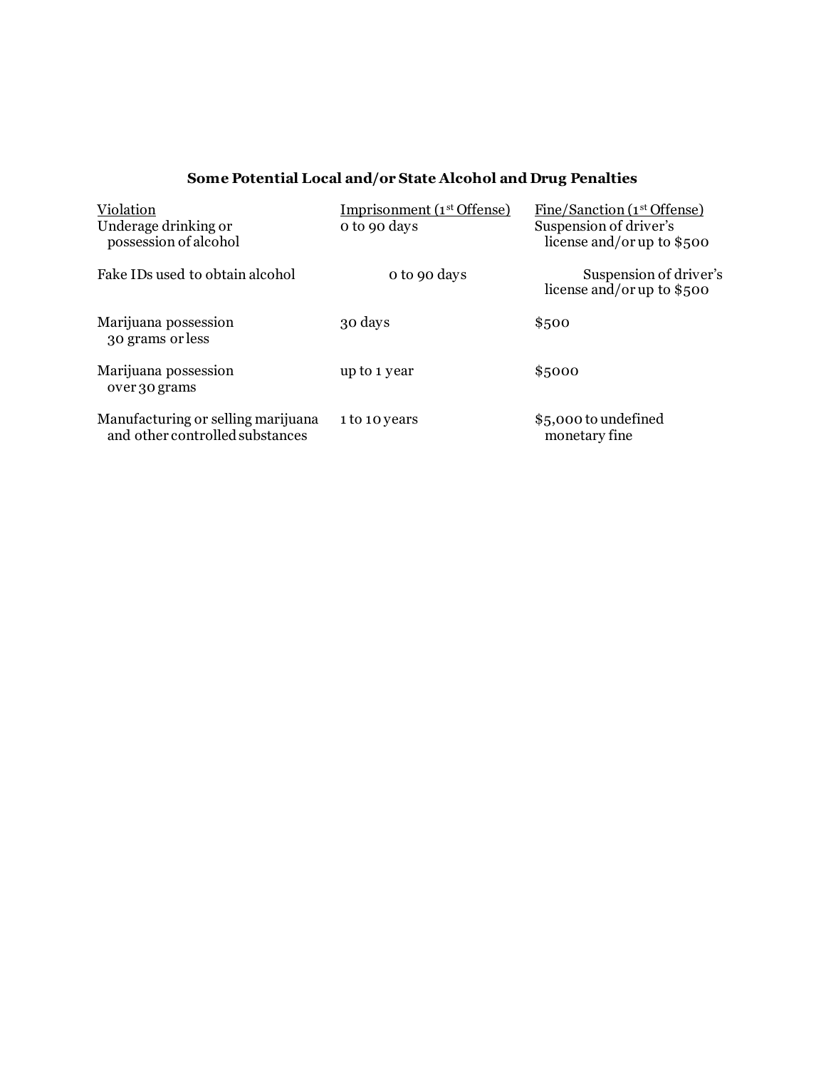**Some Potential Local and/or State Alcohol and Drug Penalties**

| Violation | Imprisonment (1st Offense) | Fine/Sanction (1st Offense) |
|---|---|---|
| Underage drinking or possession of alcohol | 0 to 90 days | Suspension of driver's license and/or up to $500 |
| Fake IDs used to obtain alcohol | 0 to 90 days | Suspension of driver's license and/or up to $500 |
| Marijuana possession 30 grams or less | 30 days | $500 |
| Marijuana possession over 30 grams | up to 1 year | $5000 |
| Manufacturing or selling marijuana and other controlled substances | 1 to 10 years | $5,000 to undefined monetary fine |